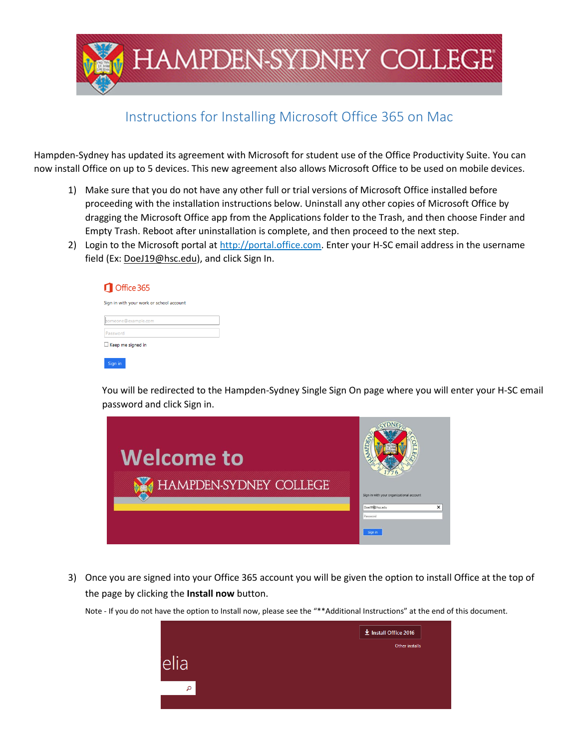# Instructions for Installing Microsoft Office 365 on Mac

Hampden-Sydney has updated its agreement with Microsoft for student use of the Office Productivity Suite. You can now install Office on up to 5 devices. This new agreement also allows Microsoft Office to be used on mobile devices.

1) Make sure that you do not have any other full or trial versions of Microsoft Office installed before proceeding with the installation instructions below. Uninstall any other copies of Microsoft Office by dragging the Microsoft Office app from the Applications folder to the Trash, and then choose Finder and Empty Trash. Reboot after uninstallation is complete, and then proceed to the next step.
2) Login to the Microsoft portal at http://portal.office.com. Enter your H-SC email address in the username field (Ex: DoeJ19@hsc.edu), and click Sign In.

   You will be redirected to the Hampden-Sydney Single Sign On page where you will enter your H-SC email password and click Sign in.

3) Once you are signed into your Office 365 account you will be given the option to install Office at the top of the page by clicking the **Install now** button.

   Note - If you do not have the option to Install now, please see the "**Additional Instructions" at the end of this document.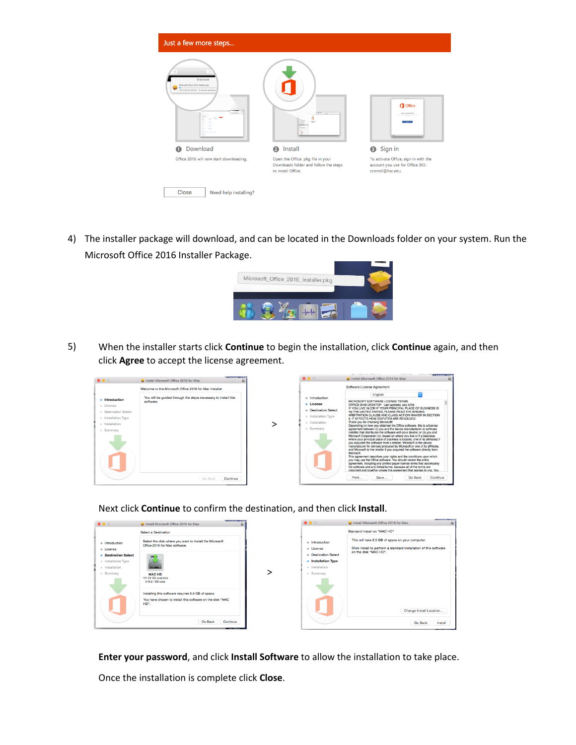4) The installer package will download, and can be located in the Downloads folder on your system. Run the Microsoft Office 2016 Installer Package.

5) When the installer starts click **Continue** to begin the installation, click **Continue** again, and then click **Agree** to accept the license agreement.

Next click **Continue** to confirm the destination, and then click **Install**.

**Enter your password**, and click **Install Software** to allow the installation to take place.

Once the installation is complete click **Close**.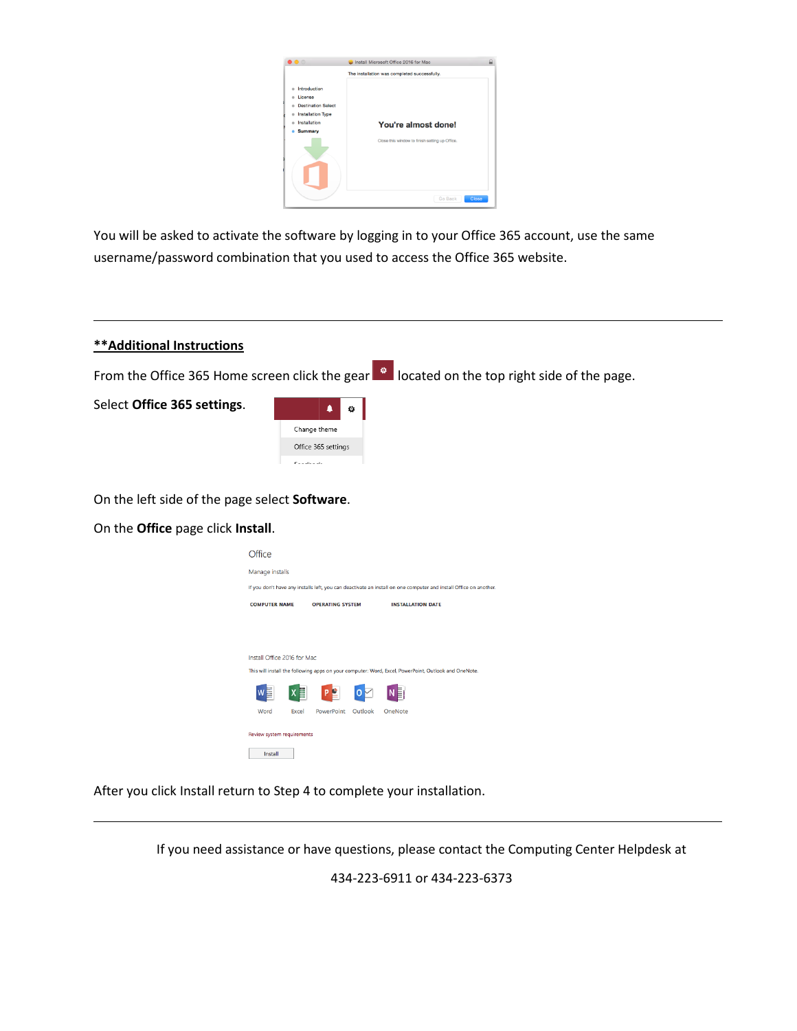You will be asked to activate the software by logging in to your Office 365 account, use the same username/password combination that you used to access the Office 365 website.

---

**<u>**Additional Instructions</u>**

From the Office 365 Home screen click the gear located on the top right side of the page.

Select **Office 365 settings**.

On the left side of the page select **Software**.

On the **Office** page click **Install**.

After you click Install return to Step 4 to complete your installation.

---

If you need assistance or have questions, please contact the Computing Center Helpdesk at

434-223-6911 or 434-223-6373